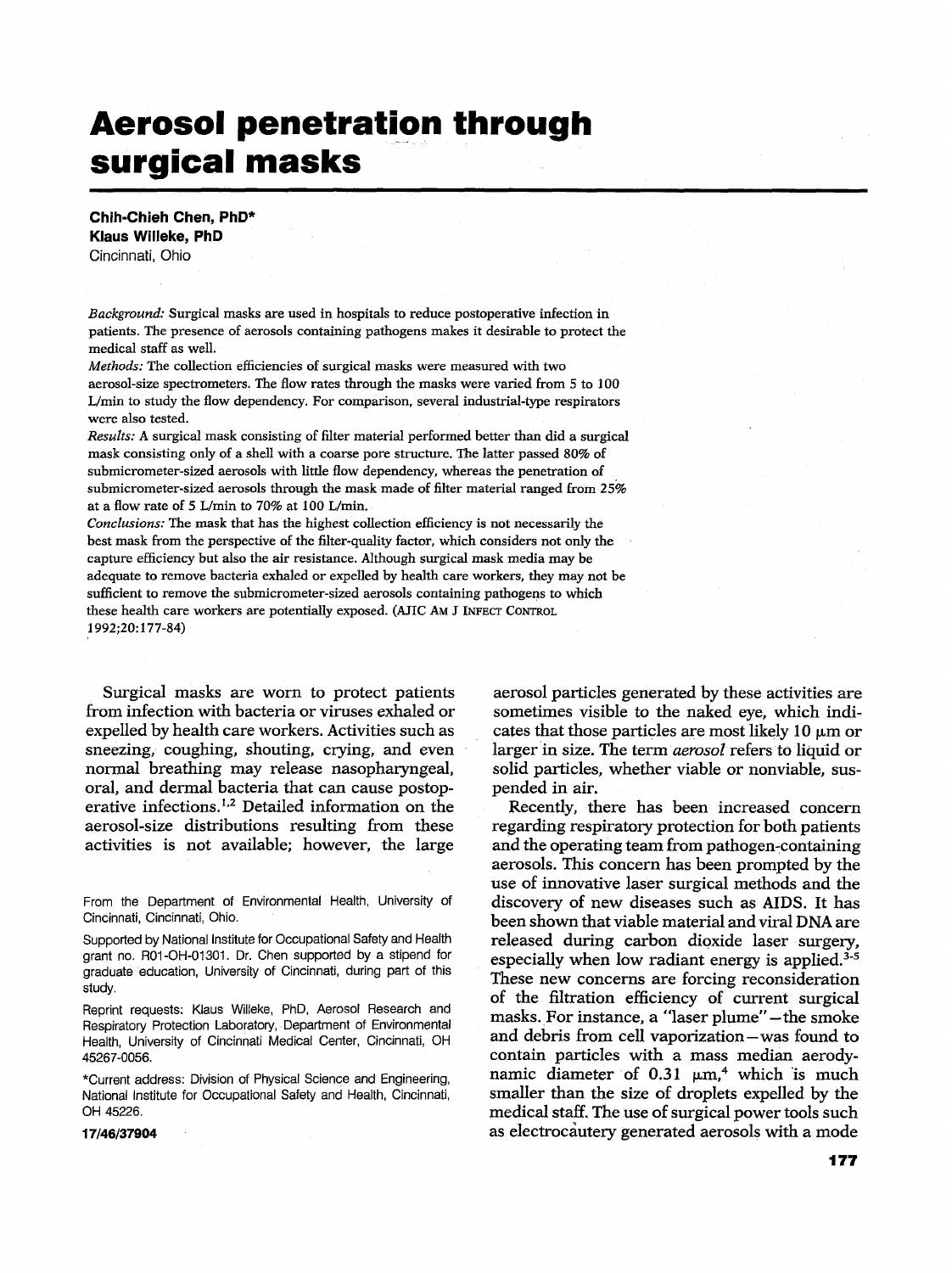# Aerosol penetration through surgical masks

**Chih-Chieh Chen, PhD***
**Klaus Willeke, PhD**
Cincinnati, Ohio

*Background:* Surgical masks are used in hospitals to reduce postoperative infection in patients. The presence of aerosols containing pathogens makes it desirable to protect the medical staff as well.
*Methods:* The collection efficiencies of surgical masks were measured with two aerosol-size spectrometers. The flow rates through the masks were varied from 5 to 100 L/min to study the flow dependency. For comparison, several industrial-type respirators were also tested.
*Results:* A surgical mask consisting of filter material performed better than did a surgical mask consisting only of a shell with a coarse pore structure. The latter passed 80% of submicrometer-sized aerosols with little flow dependency, whereas the penetration of submicrometer-sized aerosols through the mask made of filter material ranged from 25% at a flow rate of 5 L/min to 70% at 100 L/min.
*Conclusions:* The mask that has the highest collection efficiency is not necessarily the best mask from the perspective of the filter-quality factor, which considers not only the capture efficiency but also the air resistance. Although surgical mask media may be adequate to remove bacteria exhaled or expelled by health care workers, they may not be sufficient to remove the submicrometer-sized aerosols containing pathogens to which these health care workers are potentially exposed. (AJIC AM J INFECT CONTROL 1992;20:177-84)

Surgical masks are worn to protect patients from infection with bacteria or viruses exhaled or expelled by health care workers. Activities such as sneezing, coughing, shouting, crying, and even normal breathing may release nasopharyngeal, oral, and dermal bacteria that can cause postoperative infections.[1,2] Detailed information on the aerosol-size distributions resulting from these activities is not available; however, the large aerosol particles generated by these activities are sometimes visible to the naked eye, which indicates that those particles are most likely 10 μm or larger in size. The term *aerosol* refers to liquid or solid particles, whether viable or nonviable, suspended in air.

Recently, there has been increased concern regarding respiratory protection for both patients and the operating team from pathogen-containing aerosols. This concern has been prompted by the use of innovative laser surgical methods and the discovery of new diseases such as AIDS. It has been shown that viable material and viral DNA are released during carbon dioxide laser surgery, especially when low radiant energy is applied.[3-5] These new concerns are forcing reconsideration of the filtration efficiency of current surgical masks. For instance, a "laser plume"—the smoke and debris from cell vaporization—was found to contain particles with a mass median aerodynamic diameter of 0.31 μm,[4] which is much smaller than the size of droplets expelled by the medical staff. The use of surgical power tools such as electrocautery generated aerosols with a mode

From the Department of Environmental Health, University of Cincinnati, Cincinnati, Ohio.

Supported by National Institute for Occupational Safety and Health grant no. R01-OH-01301. Dr. Chen supported by a stipend for graduate education, University of Cincinnati, during part of this study.

Reprint requests: Klaus Willeke, PhD, Aerosol Research and Respiratory Protection Laboratory, Department of Environmental Health, University of Cincinnati Medical Center, Cincinnati, OH 45267-0056.

*Current address: Division of Physical Science and Engineering, National Institute for Occupational Safety and Health, Cincinnati, OH 45226.

17/46/37904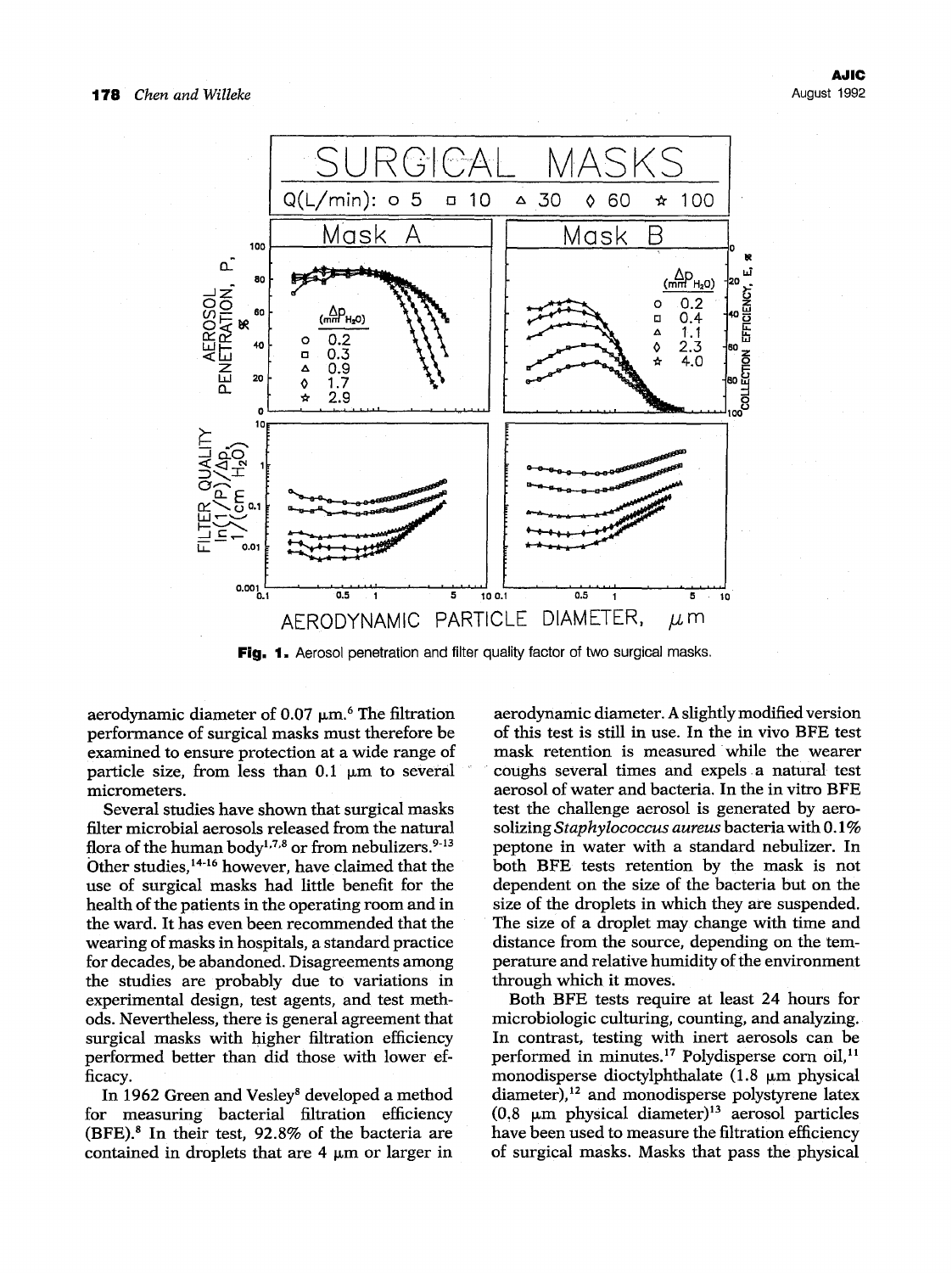**Fig. 1.** Aerosol penetration and filter quality factor of two surgical masks.

aerodynamic diameter of 0.07 μm.[6] The filtration performance of surgical masks must therefore be examined to ensure protection at a wide range of particle size, from less than 0.1 μm to several micrometers.

Several studies have shown that surgical masks filter microbial aerosols released from the natural flora of the human body[1,7,8] or from nebulizers.[9-13] Other studies,[14-16] however, have claimed that the use of surgical masks had little benefit for the health of the patients in the operating room and in the ward. It has even been recommended that the wearing of masks in hospitals, a standard practice for decades, be abandoned. Disagreements among the studies are probably due to variations in experimental design, test agents, and test methods. Nevertheless, there is general agreement that surgical masks with higher filtration efficiency performed better than did those with lower efficacy.

In 1962 Green and Vesley[8] developed a method for measuring bacterial filtration efficiency (BFE).[8] In their test, 92.8% of the bacteria are contained in droplets that are 4 μm or larger in aerodynamic diameter. A slightly modified version of this test is still in use. In the in vivo BFE test mask retention is measured while the wearer coughs several times and expels a natural test aerosol of water and bacteria. In the in vitro BFE test the challenge aerosol is generated by aerosolizing *Staphylococcus aureus* bacteria with 0.1% peptone in water with a standard nebulizer. In both BFE tests retention by the mask is not dependent on the size of the bacteria but on the size of the droplets in which they are suspended. The size of a droplet may change with time and distance from the source, depending on the temperature and relative humidity of the environment through which it moves.

Both BFE tests require at least 24 hours for microbiologic culturing, counting, and analyzing. In contrast, testing with inert aerosols can be performed in minutes.[17] Polydisperse corn oil,[11] monodisperse dioctylphthalate (1.8 μm physical diameter),[12] and monodisperse polystyrene latex (0.8 μm physical diameter)[13] aerosol particles have been used to measure the filtration efficiency of surgical masks. Masks that pass the physical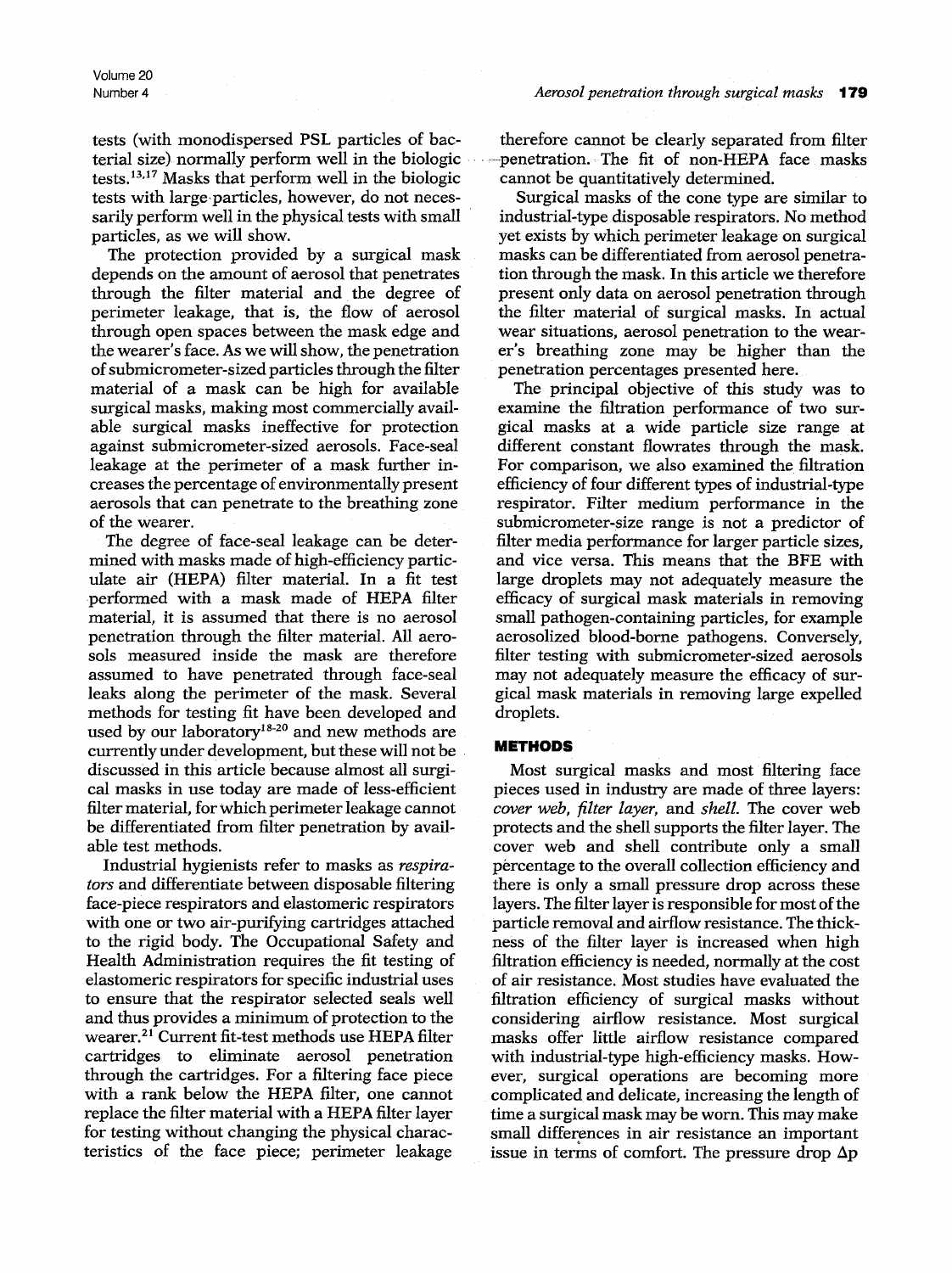tests (with monodispersed PSL particles of bacterial size) normally perform well in the biologic tests.[13,17] Masks that perform well in the biologic tests with large particles, however, do not necessarily perform well in the physical tests with small particles, as we will show.

The protection provided by a surgical mask depends on the amount of aerosol that penetrates through the filter material and the degree of perimeter leakage, that is, the flow of aerosol through open spaces between the mask edge and the wearer's face. As we will show, the penetration of submicrometer-sized particles through the filter material of a mask can be high for available surgical masks, making most commercially available surgical masks ineffective for protection against submicrometer-sized aerosols. Face-seal leakage at the perimeter of a mask further increases the percentage of environmentally present aerosols that can penetrate to the breathing zone of the wearer.

The degree of face-seal leakage can be determined with masks made of high-efficiency particulate air (HEPA) filter material. In a fit test performed with a mask made of HEPA filter material, it is assumed that there is no aerosol penetration through the filter material. All aerosols measured inside the mask are therefore assumed to have penetrated through face-seal leaks along the perimeter of the mask. Several methods for testing fit have been developed and used by our laboratory[18-20] and new methods are currently under development, but these will not be discussed in this article because almost all surgical masks in use today are made of less-efficient filter material, for which perimeter leakage cannot be differentiated from filter penetration by available test methods.

Industrial hygienists refer to masks as *respirators* and differentiate between disposable filtering face-piece respirators and elastomeric respirators with one or two air-purifying cartridges attached to the rigid body. The Occupational Safety and Health Administration requires the fit testing of elastomeric respirators for specific industrial uses to ensure that the respirator selected seals well and thus provides a minimum of protection to the wearer.[21] Current fit-test methods use HEPA filter cartridges to eliminate aerosol penetration through the cartridges. For a filtering face piece with a rank below the HEPA filter, one cannot replace the filter material with a HEPA filter layer for testing without changing the physical characteristics of the face piece; perimeter leakage therefore cannot be clearly separated from filter penetration. The fit of non-HEPA face masks cannot be quantitatively determined.

Surgical masks of the cone type are similar to industrial-type disposable respirators. No method yet exists by which perimeter leakage on surgical masks can be differentiated from aerosol penetration through the mask. In this article we therefore present only data on aerosol penetration through the filter material of surgical masks. In actual wear situations, aerosol penetration to the wearer's breathing zone may be higher than the penetration percentages presented here.

The principal objective of this study was to examine the filtration performance of two surgical masks at a wide particle size range at different constant flowrates through the mask. For comparison, we also examined the filtration efficiency of four different types of industrial-type respirator. Filter medium performance in the submicrometer-size range is not a predictor of filter media performance for larger particle sizes, and vice versa. This means that the BFE with large droplets may not adequately measure the efficacy of surgical mask materials in removing small pathogen-containing particles, for example aerosolized blood-borne pathogens. Conversely, filter testing with submicrometer-sized aerosols may not adequately measure the efficacy of surgical mask materials in removing large expelled droplets.

## METHODS

Most surgical masks and most filtering face pieces used in industry are made of three layers: *cover web*, *filter layer*, and *shell*. The cover web protects and the shell supports the filter layer. The cover web and shell contribute only a small percentage to the overall collection efficiency and there is only a small pressure drop across these layers. The filter layer is responsible for most of the particle removal and airflow resistance. The thickness of the filter layer is increased when high filtration efficiency is needed, normally at the cost of air resistance. Most studies have evaluated the filtration efficiency of surgical masks without considering airflow resistance. Most surgical masks offer little airflow resistance compared with industrial-type high-efficiency masks. However, surgical operations are becoming more complicated and delicate, increasing the length of time a surgical mask may be worn. This may make small differences in air resistance an important issue in terms of comfort. The pressure drop $\Delta p$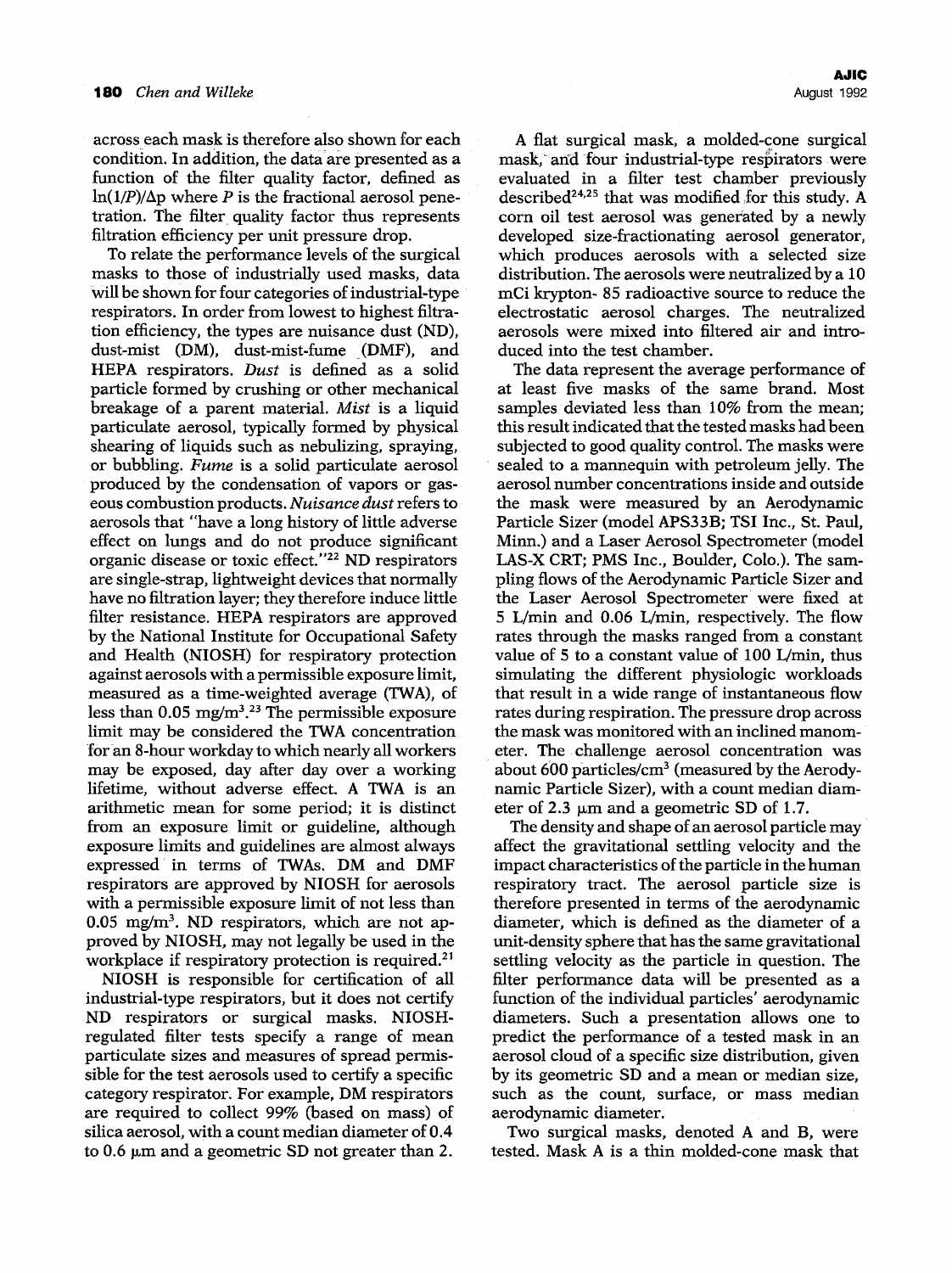across each mask is therefore also shown for each condition. In addition, the data are presented as a function of the filter quality factor, defined as $\ln(1/P)/\Delta p$ where $P$ is the fractional aerosol penetration. The filter quality factor thus represents filtration efficiency per unit pressure drop.

To relate the performance levels of the surgical masks to those of industrially used masks, data will be shown for four categories of industrial-type respirators. In order from lowest to highest filtration efficiency, the types are nuisance dust (ND), dust-mist (DM), dust-mist-fume (DMF), and HEPA respirators. *Dust* is defined as a solid particle formed by crushing or other mechanical breakage of a parent material. *Mist* is a liquid particulate aerosol, typically formed by physical shearing of liquids such as nebulizing, spraying, or bubbling. *Fume* is a solid particulate aerosol produced by the condensation of vapors or gaseous combustion products. *Nuisance dust* refers to aerosols that "have a long history of little adverse effect on lungs and do not produce significant organic disease or toxic effect."[22] ND respirators are single-strap, lightweight devices that normally have no filtration layer; they therefore induce little filter resistance. HEPA respirators are approved by the National Institute for Occupational Safety and Health (NIOSH) for respiratory protection against aerosols with a permissible exposure limit, measured as a time-weighted average (TWA), of less than 0.05 mg/m$^3$.[23] The permissible exposure limit may be considered the TWA concentration for an 8-hour workday to which nearly all workers may be exposed, day after day over a working lifetime, without adverse effect. A TWA is an arithmetic mean for some period; it is distinct from an exposure limit or guideline, although exposure limits and guidelines are almost always expressed in terms of TWAs. DM and DMF respirators are approved by NIOSH for aerosols with a permissible exposure limit of not less than 0.05 mg/m$^3$. ND respirators, which are not approved by NIOSH, may not legally be used in the workplace if respiratory protection is required.[21]

NIOSH is responsible for certification of all industrial-type respirators, but it does not certify ND respirators or surgical masks. NIOSH-regulated filter tests specify a range of mean particulate sizes and measures of spread permissible for the test aerosols used to certify a specific category respirator. For example, DM respirators are required to collect 99% (based on mass) of silica aerosol, with a count median diameter of 0.4 to 0.6 μm and a geometric SD not greater than 2.

A flat surgical mask, a molded-cone surgical mask, and four industrial-type respirators were evaluated in a filter test chamber previously described[24,25] that was modified for this study. A corn oil test aerosol was generated by a newly developed size-fractionating aerosol generator, which produces aerosols with a selected size distribution. The aerosols were neutralized by a 10 mCi krypton- 85 radioactive source to reduce the electrostatic aerosol charges. The neutralized aerosols were mixed into filtered air and introduced into the test chamber.

The data represent the average performance of at least five masks of the same brand. Most samples deviated less than 10% from the mean; this result indicated that the tested masks had been subjected to good quality control. The masks were sealed to a mannequin with petroleum jelly. The aerosol number concentrations inside and outside the mask were measured by an Aerodynamic Particle Sizer (model APS33B; TSI Inc., St. Paul, Minn.) and a Laser Aerosol Spectrometer (model LAS-X CRT; PMS Inc., Boulder, Colo.). The sampling flows of the Aerodynamic Particle Sizer and the Laser Aerosol Spectrometer were fixed at 5 L/min and 0.06 L/min, respectively. The flow rates through the masks ranged from a constant value of 5 to a constant value of 100 L/min, thus simulating the different physiologic workloads that result in a wide range of instantaneous flow rates during respiration. The pressure drop across the mask was monitored with an inclined manometer. The challenge aerosol concentration was about 600 particles/cm$^3$ (measured by the Aerodynamic Particle Sizer), with a count median diameter of 2.3 μm and a geometric SD of 1.7.

The density and shape of an aerosol particle may affect the gravitational settling velocity and the impact characteristics of the particle in the human respiratory tract. The aerosol particle size is therefore presented in terms of the aerodynamic diameter, which is defined as the diameter of a unit-density sphere that has the same gravitational settling velocity as the particle in question. The filter performance data will be presented as a function of the individual particles' aerodynamic diameters. Such a presentation allows one to predict the performance of a tested mask in an aerosol cloud of a specific size distribution, given by its geometric SD and a mean or median size, such as the count, surface, or mass median aerodynamic diameter.

Two surgical masks, denoted A and B, were tested. Mask A is a thin molded-cone mask that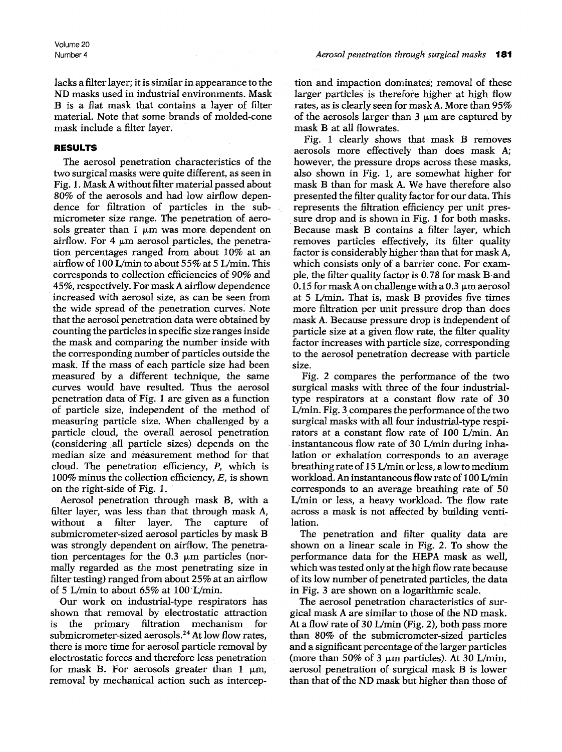lacks a filter layer; it is similar in appearance to the ND masks used in industrial environments. Mask B is a flat mask that contains a layer of filter material. Note that some brands of molded-cone mask include a filter layer.

## RESULTS

The aerosol penetration characteristics of the two surgical masks were quite different, as seen in Fig. 1. Mask A without filter material passed about 80% of the aerosols and had low airflow dependence for filtration of particles in the submicrometer size range. The penetration of aerosols greater than 1 μm was more dependent on airflow. For 4 μm aerosol particles, the penetration percentages ranged from about 10% at an airflow of 100 L/min to about 55% at 5 L/min. This corresponds to collection efficiencies of 90% and 45%, respectively. For mask A airflow dependence increased with aerosol size, as can be seen from the wide spread of the penetration curves. Note that the aerosol penetration data were obtained by counting the particles in specific size ranges inside the mask and comparing the number inside with the corresponding number of particles outside the mask. If the mass of each particle size had been measured by a different technique, the same curves would have resulted. Thus the aerosol penetration data of Fig. 1 are given as a function of particle size, independent of the method of measuring particle size. When challenged by a particle cloud, the overall aerosol penetration (considering all particle sizes) depends on the median size and measurement method for that cloud. The penetration efficiency, $P$, which is 100% minus the collection efficiency, $E$, is shown on the right-side of Fig. 1.

Aerosol penetration through mask B, with a filter layer, was less than that through mask A, without a filter layer. The capture of submicrometer-sized aerosol particles by mask B was strongly dependent on airflow. The penetration percentages for the 0.3 μm particles (normally regarded as the most penetrating size in filter testing) ranged from about 25% at an airflow of 5 L/min to about 65% at 100 L/min.

Our work on industrial-type respirators has shown that removal by electrostatic attraction is the primary filtration mechanism for submicrometer-sized aerosols.[24] At low flow rates, there is more time for aerosol particle removal by electrostatic forces and therefore less penetration for mask B. For aerosols greater than 1 μm, removal by mechanical action such as interception and impaction dominates; removal of these larger particles is therefore higher at high flow rates, as is clearly seen for mask A. More than 95% of the aerosols larger than 3 μm are captured by mask B at all flowrates.

Fig. 1 clearly shows that mask B removes aerosols more effectively than does mask A; however, the pressure drops across these masks, also shown in Fig. 1, are somewhat higher for mask B than for mask A. We have therefore also presented the filter quality factor for our data. This represents the filtration efficiency per unit pressure drop and is shown in Fig. 1 for both masks. Because mask B contains a filter layer, which removes particles effectively, its filter quality factor is considerably higher than that for mask A, which consists only of a barrier cone. For example, the filter quality factor is 0.78 for mask B and 0.15 for mask A on challenge with a 0.3 μm aerosol at 5 L/min. That is, mask B provides five times more filtration per unit pressure drop than does mask A. Because pressure drop is independent of particle size at a given flow rate, the filter quality factor increases with particle size, corresponding to the aerosol penetration decrease with particle size.

Fig. 2 compares the performance of the two surgical masks with three of the four industrial-type respirators at a constant flow rate of 30 L/min. Fig. 3 compares the performance of the two surgical masks with all four industrial-type respirators at a constant flow rate of 100 L/min. An instantaneous flow rate of 30 L/min during inhalation or exhalation corresponds to an average breathing rate of 15 L/min or less, a low to medium workload. An instantaneous flow rate of 100 L/min corresponds to an average breathing rate of 50 L/min or less, a heavy workload. The flow rate across a mask is not affected by building ventilation.

The penetration and filter quality data are shown on a linear scale in Fig. 2. To show the performance data for the HEPA mask as well, which was tested only at the high flow rate because of its low number of penetrated particles, the data in Fig. 3 are shown on a logarithmic scale.

The aerosol penetration characteristics of surgical mask A are similar to those of the ND mask. At a flow rate of 30 L/min (Fig. 2), both pass more than 80% of the submicrometer-sized particles and a significant percentage of the larger particles (more than 50% of 3 μm particles). At 30 L/min, aerosol penetration of surgical mask B is lower than that of the ND mask but higher than those of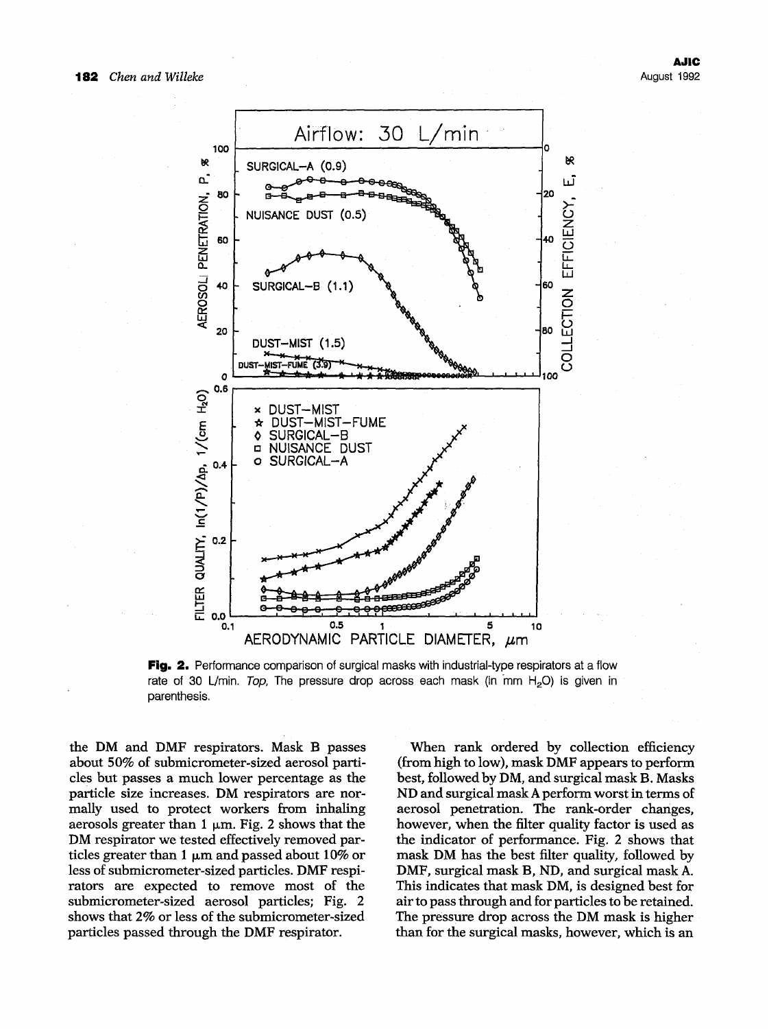**Fig. 2.** Performance comparison of surgical masks with industrial-type respirators at a flow rate of 30 L/min. *Top,* The pressure drop across each mask (in mm $H_2O$) is given in parenthesis.

the DM and DMF respirators. Mask B passes about 50% of submicrometer-sized aerosol particles but passes a much lower percentage as the particle size increases. DM respirators are normally used to protect workers from inhaling aerosols greater than 1 μm. Fig. 2 shows that the DM respirator we tested effectively removed particles greater than 1 μm and passed about 10% or less of submicrometer-sized particles. DMF respirators are expected to remove most of the submicrometer-sized aerosol particles; Fig. 2 shows that 2% or less of the submicrometer-sized particles passed through the DMF respirator.

When rank ordered by collection efficiency (from high to low), mask DMF appears to perform best, followed by DM, and surgical mask B. Masks ND and surgical mask A perform worst in terms of aerosol penetration. The rank-order changes, however, when the filter quality factor is used as the indicator of performance. Fig. 2 shows that mask DM has the best filter quality, followed by DMF, surgical mask B, ND, and surgical mask A. This indicates that mask DM, is designed best for air to pass through and for particles to be retained. The pressure drop across the DM mask is higher than for the surgical masks, however, which is an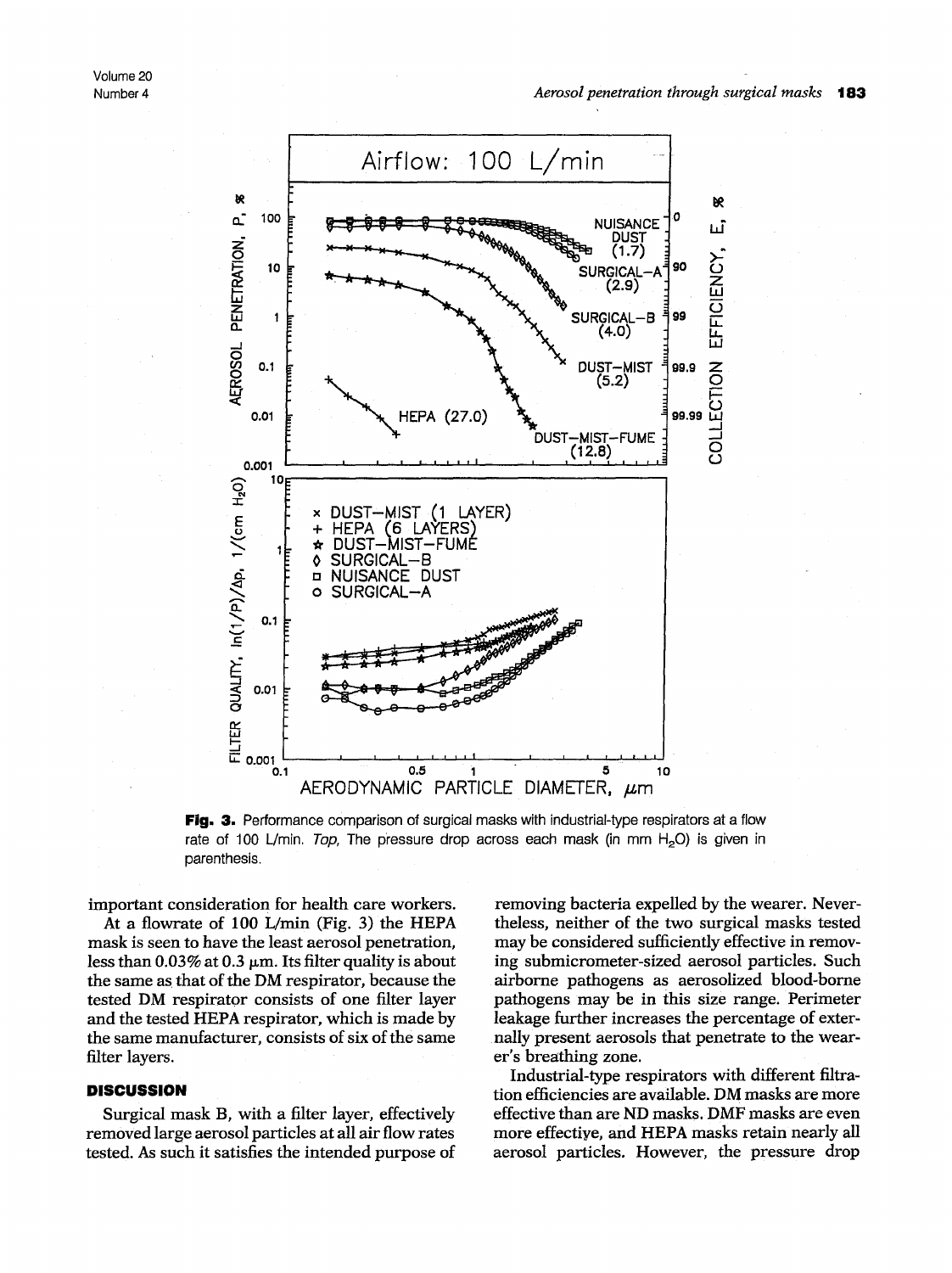**Fig. 3.** Performance comparison of surgical masks with industrial-type respirators at a flow rate of 100 L/min. *Top*, The pressure drop across each mask (in mm $H_2O$) is given in parenthesis.

important consideration for health care workers.

At a flowrate of 100 L/min (Fig. 3) the HEPA mask is seen to have the least aerosol penetration, less than 0.03% at 0.3 μm. Its filter quality is about the same as that of the DM respirator, because the tested DM respirator consists of one filter layer and the tested HEPA respirator, which is made by the same manufacturer, consists of six of the same filter layers.

## DISCUSSION

Surgical mask B, with a filter layer, effectively removed large aerosol particles at all air flow rates tested. As such it satisfies the intended purpose of removing bacteria expelled by the wearer. Nevertheless, neither of the two surgical masks tested may be considered sufficiently effective in removing submicrometer-sized aerosol particles. Such airborne pathogens as aerosolized blood-borne pathogens may be in this size range. Perimeter leakage further increases the percentage of externally present aerosols that penetrate to the wearer's breathing zone.

Industrial-type respirators with different filtration efficiencies are available. DM masks are more effective than are ND masks. DMF masks are even more effective, and HEPA masks retain nearly all aerosol particles. However, the pressure drop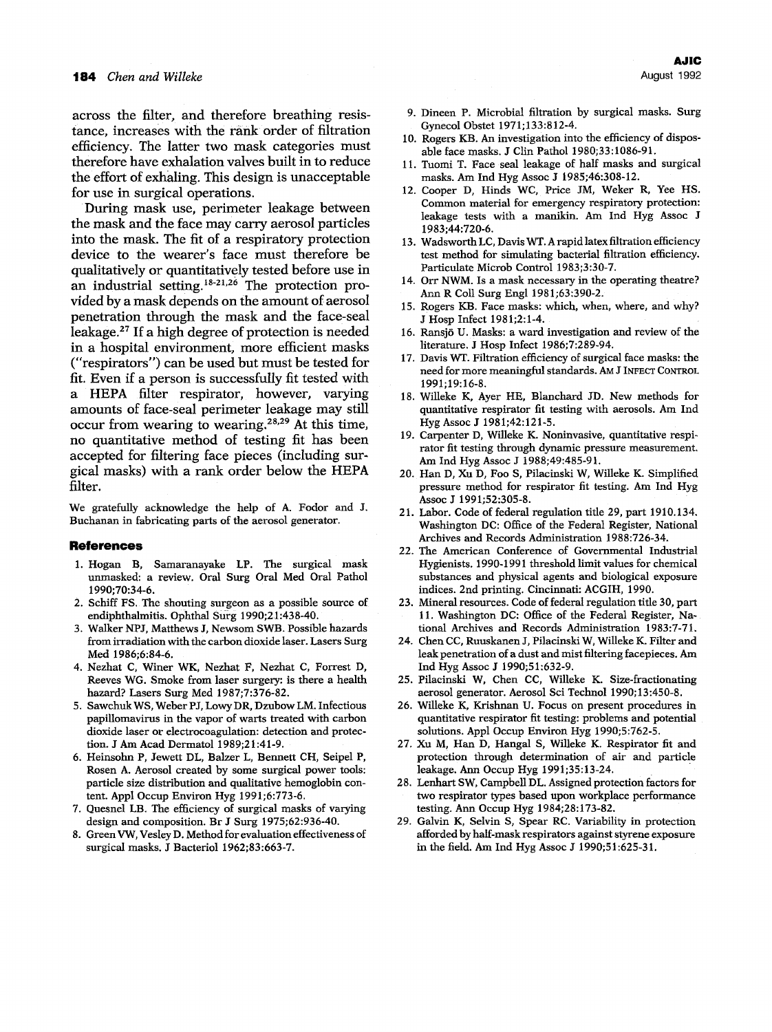across the filter, and therefore breathing resistance, increases with the rank order of filtration efficiency. The latter two mask categories must therefore have exhalation valves built in to reduce the effort of exhaling. This design is unacceptable for use in surgical operations.

During mask use, perimeter leakage between the mask and the face may carry aerosol particles into the mask. The fit of a respiratory protection device to the wearer's face must therefore be qualitatively or quantitatively tested before use in an industrial setting.[18-21,26] The protection provided by a mask depends on the amount of aerosol penetration through the mask and the face-seal leakage.[27] If a high degree of protection is needed in a hospital environment, more efficient masks ("respirators") can be used but must be tested for fit. Even if a person is successfully fit tested with a HEPA filter respirator, however, varying amounts of face-seal perimeter leakage may still occur from wearing to wearing.[28,29] At this time, no quantitative method of testing fit has been accepted for filtering face pieces (including surgical masks) with a rank order below the HEPA filter.

We gratefully acknowledge the help of A. Fodor and J. Buchanan in fabricating parts of the aerosol generator.

## References

1. Hogan B, Samaranayake LP. The surgical mask unmasked: a review. Oral Surg Oral Med Oral Pathol 1990;70:34-6.
2. Schiff FS. The shouting surgeon as a possible source of endiphthalmitis. Ophthal Surg 1990;21:438-40.
3. Walker NPJ, Matthews J, Newsom SWB. Possible hazards from irradiation with the carbon dioxide laser. Lasers Surg Med 1986;6:84-6.
4. Nezhat C, Winer WK, Nezhat F, Nezhat C, Forrest D, Reeves WG. Smoke from laser surgery: is there a health hazard? Lasers Surg Med 1987;7:376-82.
5. Sawchuk WS, Weber PJ, Lowy DR, Dzubow LM. Infectious papillomavirus in the vapor of warts treated with carbon dioxide laser or electrocoagulation: detection and protection. J Am Acad Dermatol 1989;21:41-9.
6. Heinsohn P, Jewett DL, Balzer L, Bennett CH, Seipel P, Rosen A. Aerosol created by some surgical power tools: particle size distribution and qualitative hemoglobin content. Appl Occup Environ Hyg 1991;6:773-6.
7. Quesnel LB. The efficiency of surgical masks of varying design and composition. Br J Surg 1975;62:936-40.
8. Green VW, Vesley D. Method for evaluation effectiveness of surgical masks. J Bacteriol 1962;83:663-7.
9. Dineen P. Microbial filtration by surgical masks. Surg Gynecol Obstet 1971;133:812-4.
10. Rogers KB. An investigation into the efficiency of disposable face masks. J Clin Pathol 1980;33:1086-91.
11. Tuomi T. Face seal leakage of half masks and surgical masks. Am Ind Hyg Assoc J 1985;46:308-12.
12. Cooper D, Hinds WC, Price JM, Weker R, Yee HS. Common material for emergency respiratory protection: leakage tests with a manikin. Am Ind Hyg Assoc J 1983;44:720-6.
13. Wadsworth LC, Davis WT. A rapid latex filtration efficiency test method for simulating bacterial filtration efficiency. Particulate Microb Control 1983;3:30-7.
14. Orr NWM. Is a mask necessary in the operating theatre? Ann R Coll Surg Engl 1981;63:390-2.
15. Rogers KB. Face masks: which, when, where, and why? J Hosp Infect 1981;2:1-4.
16. Ransjö U. Masks: a ward investigation and review of the literature. J Hosp Infect 1986;7:289-94.
17. Davis WT. Filtration efficiency of surgical face masks: the need for more meaningful standards. AM J INFECT CONTROL 1991;19:16-8.
18. Willeke K, Ayer HE, Blanchard JD. New methods for quantitative respirator fit testing with aerosols. Am Ind Hyg Assoc J 1981;42:121-5.
19. Carpenter D, Willeke K. Noninvasive, quantitative respirator fit testing through dynamic pressure measurement. Am Ind Hyg Assoc J 1988;49:485-91.
20. Han D, Xu D, Foo S, Pilacinski W, Willeke K. Simplified pressure method for respirator fit testing. Am Ind Hyg Assoc J 1991;52:305-8.
21. Labor. Code of federal regulation title 29, part 1910.134. Washington DC: Office of the Federal Register, National Archives and Records Administration 1988:726-34.
22. The American Conference of Governmental Industrial Hygienists. 1990-1991 threshold limit values for chemical substances and physical agents and biological exposure indices. 2nd printing. Cincinnati: ACGIH, 1990.
23. Mineral resources. Code of federal regulation title 30, part 11. Washington DC: Office of the Federal Register, National Archives and Records Administration 1983:7-71.
24. Chen CC, Ruuskanen J, Pilacinski W, Willeke K. Filter and leak penetration of a dust and mist filtering facepieces. Am Ind Hyg Assoc J 1990;51:632-9.
25. Pilacinski W, Chen CC, Willeke K. Size-fractionating aerosol generator. Aerosol Sci Technol 1990;13:450-8.
26. Willeke K, Krishnan U. Focus on present procedures in quantitative respirator fit testing: problems and potential solutions. Appl Occup Environ Hyg 1990;5:762-5.
27. Xu M, Han D, Hangal S, Willeke K. Respirator fit and protection through determination of air and particle leakage. Ann Occup Hyg 1991;35:13-24.
28. Lenhart SW, Campbell DL. Assigned protection factors for two respirator types based upon workplace performance testing. Ann Occup Hyg 1984;28:173-82.
29. Galvin K, Selvin S, Spear RC. Variability in protection afforded by half-mask respirators against styrene exposure in the field. Am Ind Hyg Assoc J 1990;51:625-31.